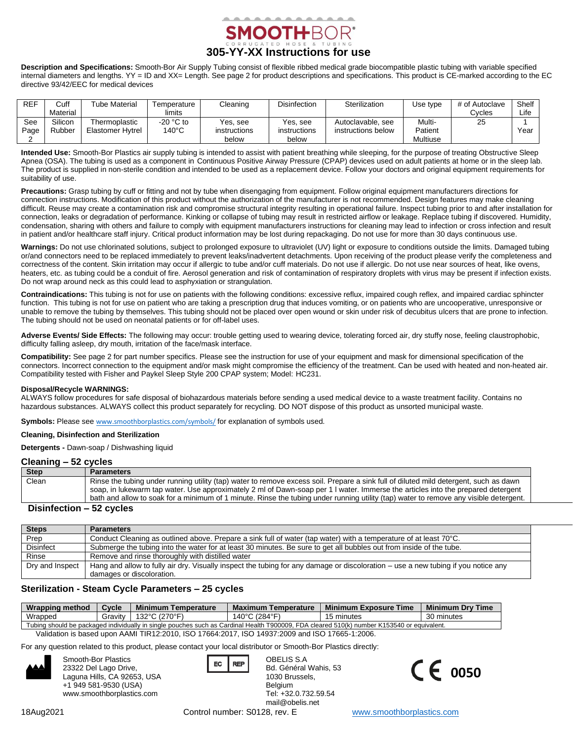# 305-YY-XX Instructions for use

**Description and Specifications:** Smooth-Bor Air Supply Tubing consist of flexible ribbed medical grade biocompatible plastic tubing with variable specified internal diameters and lengths. YY = ID and XX= Length. See page 2 for product descriptions and specifications. This product is CE-marked according to the EC directive 93/42/EEC for medical devices

| REF | Cuff Material | Tube Material | Temperature limits | Cleaning | Disinfection | Sterilization | Use type | # of Autoclave Cycles | Shelf Life |
|---|---|---|---|---|---|---|---|---|---|
| See Page 2 | Silicon Rubber | Thermoplastic Elastomer Hytrel | -20 °C to 140°C | Yes, see instructions below | Yes, see instructions below | Autoclavable, see instructions below | Multi-Patient Multiuse | 25 | 1 Year |

**Intended Use:** Smooth-Bor Plastics air supply tubing is intended to assist with patient breathing while sleeping, for the purpose of treating Obstructive Sleep Apnea (OSA). The tubing is used as a component in Continuous Positive Airway Pressure (CPAP) devices used on adult patients at home or in the sleep lab. The product is supplied in non-sterile condition and intended to be used as a replacement device. Follow your doctors and original equipment requirements for suitability of use.

**Precautions:** Grasp tubing by cuff or fitting and not by tube when disengaging from equipment. Follow original equipment manufacturers directions for connection instructions. Modification of this product without the authorization of the manufacturer is not recommended. Design features may make cleaning difficult. Reuse may create a contamination risk and compromise structural integrity resulting in operational failure. Inspect tubing prior to and after installation for connection, leaks or degradation of performance. Kinking or collapse of tubing may result in restricted airflow or leakage. Replace tubing if discovered. Humidity, condensation, sharing with others and failure to comply with equipment manufacturers instructions for cleaning may lead to infection or cross infection and result in patient and/or healthcare staff injury. Critical product information may be lost during repackaging. Do not use for more than 30 days continuous use.

**Warnings:** Do not use chlorinated solutions, subject to prolonged exposure to ultraviolet (UV) light or exposure to conditions outside the limits. Damaged tubing or/and connectors need to be replaced immediately to prevent leaks/inadvertent detachments. Upon receiving of the product please verify the completeness and correctness of the content. Skin irritation may occur if allergic to tube and/or cuff materials. Do not use if allergic. Do not use near sources of heat, like ovens, heaters, etc. as tubing could be a conduit of fire. Aerosol generation and risk of contamination of respiratory droplets with virus may be present if infection exists. Do not wrap around neck as this could lead to asphyxiation or strangulation.

**Contraindications:** This tubing is not for use on patients with the following conditions: excessive reflux, impaired cough reflex, and impaired cardiac sphincter function. This tubing is not for use on patient who are taking a prescription drug that induces vomiting, or on patients who are uncooperative, unresponsive or unable to remove the tubing by themselves. This tubing should not be placed over open wound or skin under risk of decubitus ulcers that are prone to infection. The tubing should not be used on neonatal patients or for off-label uses.

**Adverse Events/ Side Effects:** The following may occur: trouble getting used to wearing device, tolerating forced air, dry stuffy nose, feeling claustrophobic, difficulty falling asleep, dry mouth, irritation of the face/mask interface.

**Compatibility:** See page 2 for part number specifics. Please see the instruction for use of your equipment and mask for dimensional specification of the connectors. Incorrect connection to the equipment and/or mask might compromise the efficiency of the treatment. Can be used with heated and non-heated air. Compatibility tested with Fisher and Paykel Sleep Style 200 CPAP system; Model: HC231.

**Disposal/Recycle WARNINGS:**
ALWAYS follow procedures for safe disposal of biohazardous materials before sending a used medical device to a waste treatment facility. Contains no hazardous substances. ALWAYS collect this product separately for recycling. DO NOT dispose of this product as unsorted municipal waste.

**Symbols:** Please see www.smoothborplastics.com/symbols/ for explanation of symbols used.

**Cleaning, Disinfection and Sterilization**

**Detergents -** Dawn-soap / Dishwashing liquid

## Cleaning – 52 cycles

| Step | Parameters |
|---|---|
| Clean | Rinse the tubing under running utility (tap) water to remove excess soil. Prepare a sink full of diluted mild detergent, such as dawn soap, in lukewarm tap water. Use approximately 2 ml of Dawn-soap per 1 l water. Immerse the articles into the prepared detergent bath and allow to soak for a minimum of 1 minute. Rinse the tubing under running utility (tap) water to remove any visible detergent. |

## Disinfection – 52 cycles

| Steps | Parameters |
|---|---|
| Prep | Conduct Cleaning as outlined above. Prepare a sink full of water (tap water) with a temperature of at least 70°C. |
| Disinfect | Submerge the tubing into the water for at least 30 minutes. Be sure to get all bubbles out from inside of the tube. |
| Rinse | Remove and rinse thoroughly with distilled water |
| Dry and Inspect | Hang and allow to fully air dry. Visually inspect the tubing for any damage or discoloration – use a new tubing if you notice any damages or discoloration. |

## Sterilization - Steam Cycle Parameters – 25 cycles

| Wrapping method | Cycle | Minimum Temperature | Maximum Temperature | Minimum Exposure Time | Minimum Dry Time |
|---|---|---|---|---|---|
| Wrapped | Gravity | 132°C (270°F) | 140°C (284°F) | 15 minutes | 30 minutes |
| Tubing should be packaged individually in single pouches such as Cardinal Health T900009, FDA cleared 510(k) number K153540 or equivalent. | | | | | |

Validation is based upon AAMI TIR12:2010, ISO 17664:2017, ISO 14937:2009 and ISO 17665-1:2006.

For any question related to this product, please contact your local distributor or Smooth-Bor Plastics directly:

Smooth-Bor Plastics
23322 Del Lago Drive,
Laguna Hills, CA 92653, USA
+1 949 581-9530 (USA)
www.smoothborplastics.com

EC REP
OBELIS S.A
Bd. Général Wahis, 53
1030 Brussels,
Belgium
Tel: +32.0.732.59.54
mail@obelis.net

CE 0050

18Aug2021 Control number: S0128, rev. E www.smoothborplastics.com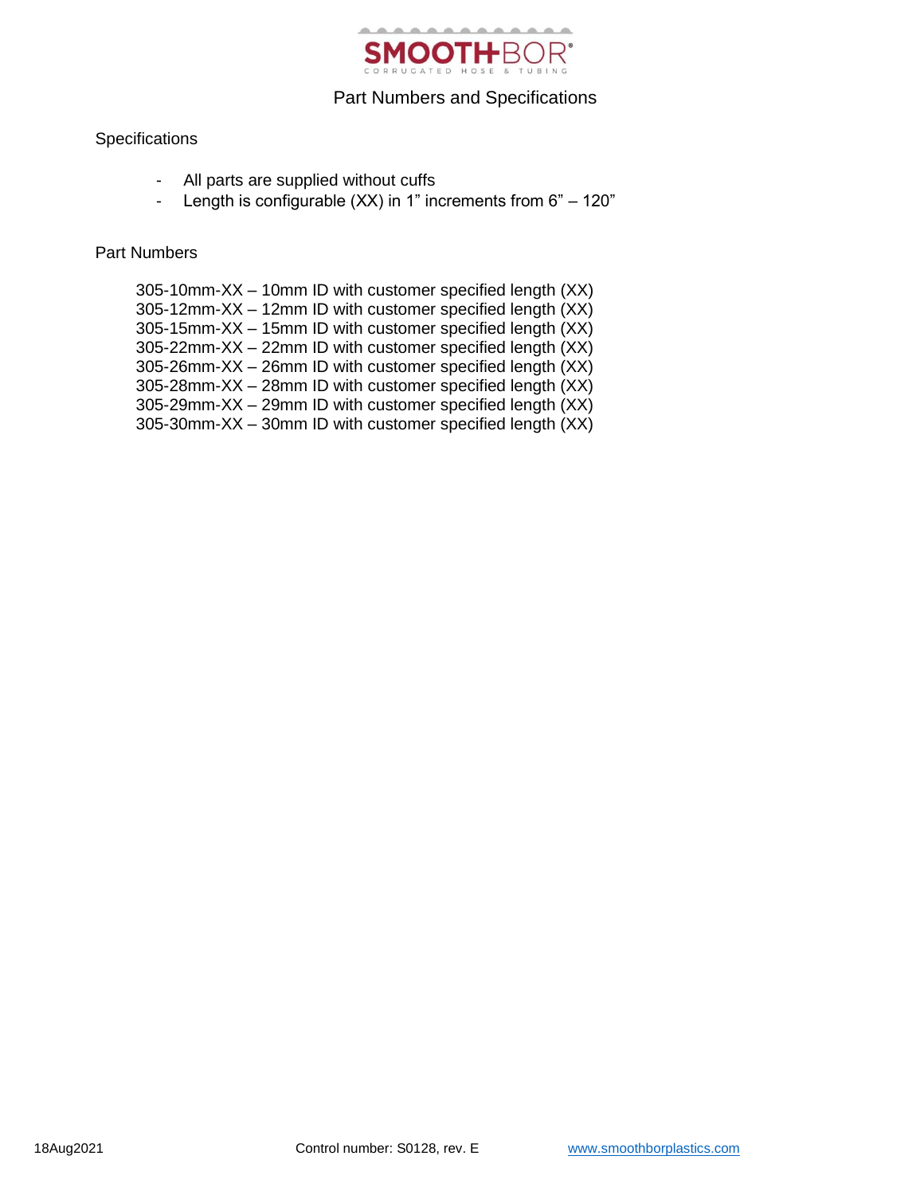SMOOTH-BOR®
CORRUGATED HOSE & TUBING

# Part Numbers and Specifications

## Specifications

- All parts are supplied without cuffs
- Length is configurable (XX) in 1" increments from 6" – 120"

## Part Numbers

305-10mm-XX – 10mm ID with customer specified length (XX)
305-12mm-XX – 12mm ID with customer specified length (XX)
305-15mm-XX – 15mm ID with customer specified length (XX)
305-22mm-XX – 22mm ID with customer specified length (XX)
305-26mm-XX – 26mm ID with customer specified length (XX)
305-28mm-XX – 28mm ID with customer specified length (XX)
305-29mm-XX – 29mm ID with customer specified length (XX)
305-30mm-XX – 30mm ID with customer specified length (XX)

18Aug2021 Control number: S0128, rev. E www.smoothborplastics.com